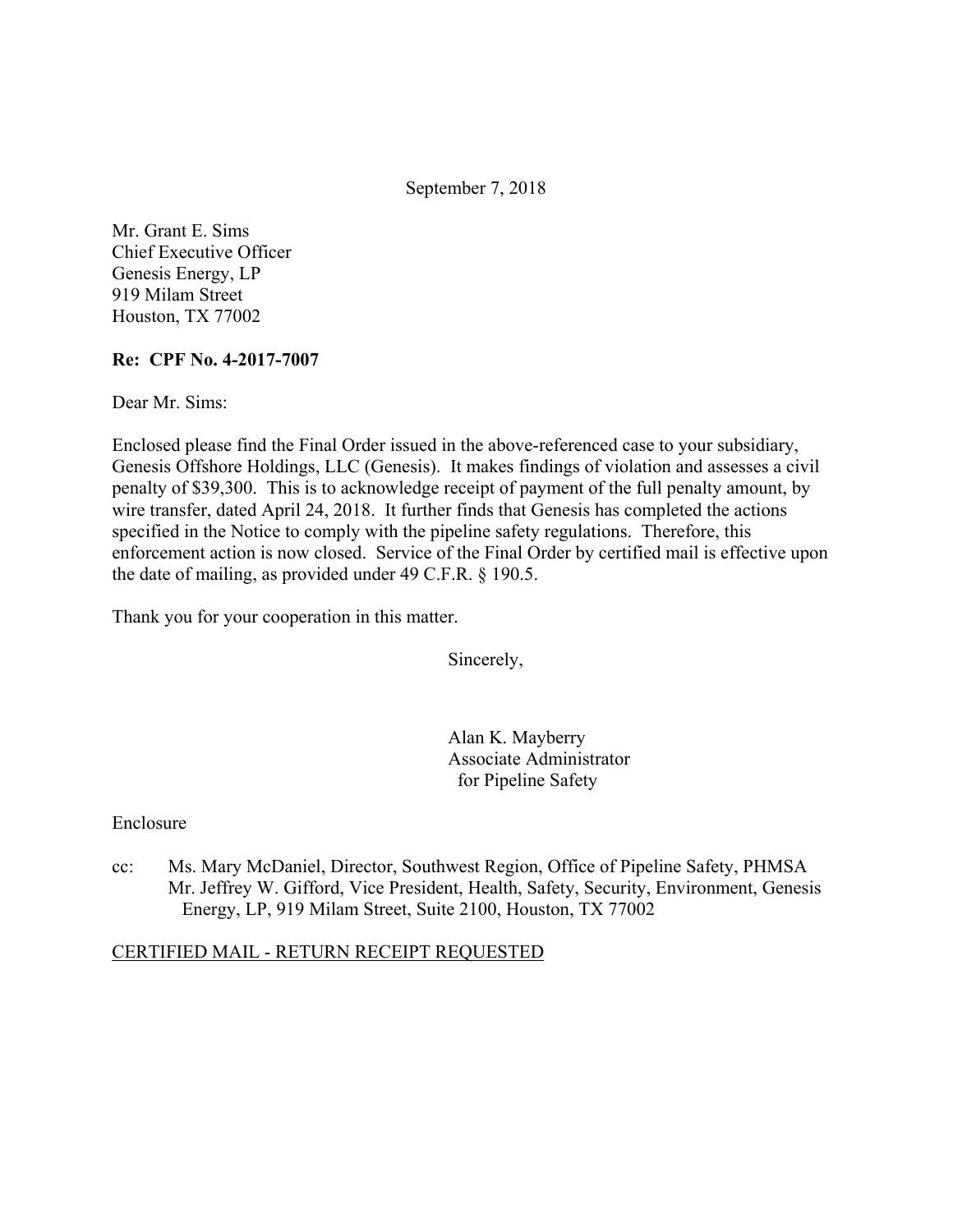September 7, 2018

Mr. Grant E. Sims
Chief Executive Officer
Genesis Energy, LP
919 Milam Street
Houston, TX 77002

**Re: CPF No. 4-2017-7007**

Dear Mr. Sims:

Enclosed please find the Final Order issued in the above-referenced case to your subsidiary, Genesis Offshore Holdings, LLC (Genesis). It makes findings of violation and assesses a civil penalty of $39,300. This is to acknowledge receipt of payment of the full penalty amount, by wire transfer, dated April 24, 2018. It further finds that Genesis has completed the actions specified in the Notice to comply with the pipeline safety regulations. Therefore, this enforcement action is now closed. Service of the Final Order by certified mail is effective upon the date of mailing, as provided under 49 C.F.R. § 190.5.

Thank you for your cooperation in this matter.

Sincerely,

Alan K. Mayberry
Associate Administrator
for Pipeline Safety

Enclosure

cc: Ms. Mary McDaniel, Director, Southwest Region, Office of Pipeline Safety, PHMSA
Mr. Jeffrey W. Gifford, Vice President, Health, Safety, Security, Environment, Genesis Energy, LP, 919 Milam Street, Suite 2100, Houston, TX 77002

CERTIFIED MAIL - RETURN RECEIPT REQUESTED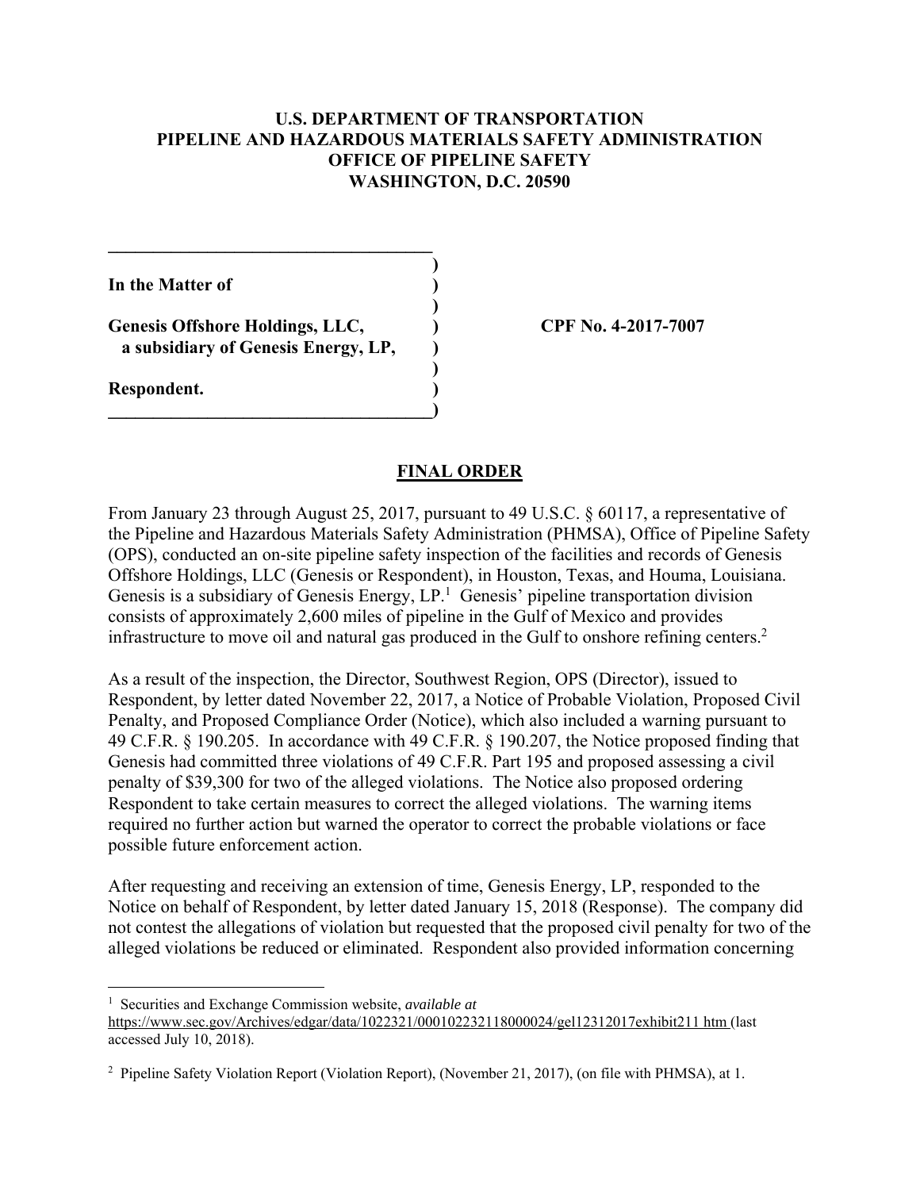**U.S. DEPARTMENT OF TRANSPORTATION**
**PIPELINE AND HAZARDOUS MATERIALS SAFETY ADMINISTRATION**
**OFFICE OF PIPELINE SAFETY**
**WASHINGTON, D.C. 20590**

**In the Matter of**

**Genesis Offshore Holdings, LLC,**
**a subsidiary of Genesis Energy, LP,**

**Respondent.**

**CPF No. 4-2017-7007**

## FINAL ORDER

From January 23 through August 25, 2017, pursuant to 49 U.S.C. § 60117, a representative of the Pipeline and Hazardous Materials Safety Administration (PHMSA), Office of Pipeline Safety (OPS), conducted an on-site pipeline safety inspection of the facilities and records of Genesis Offshore Holdings, LLC (Genesis or Respondent), in Houston, Texas, and Houma, Louisiana. Genesis is a subsidiary of Genesis Energy, LP.[1] Genesis' pipeline transportation division consists of approximately 2,600 miles of pipeline in the Gulf of Mexico and provides infrastructure to move oil and natural gas produced in the Gulf to onshore refining centers.[2]

As a result of the inspection, the Director, Southwest Region, OPS (Director), issued to Respondent, by letter dated November 22, 2017, a Notice of Probable Violation, Proposed Civil Penalty, and Proposed Compliance Order (Notice), which also included a warning pursuant to 49 C.F.R. § 190.205. In accordance with 49 C.F.R. § 190.207, the Notice proposed finding that Genesis had committed three violations of 49 C.F.R. Part 195 and proposed assessing a civil penalty of $39,300 for two of the alleged violations. The Notice also proposed ordering Respondent to take certain measures to correct the alleged violations. The warning items required no further action but warned the operator to correct the probable violations or face possible future enforcement action.

After requesting and receiving an extension of time, Genesis Energy, LP, responded to the Notice on behalf of Respondent, by letter dated January 15, 2018 (Response). The company did not contest the allegations of violation but requested that the proposed civil penalty for two of the alleged violations be reduced or eliminated. Respondent also provided information concerning

---

[1] Securities and Exchange Commission website, *available at* https://www.sec.gov/Archives/edgar/data/1022321/000102232118000024/gel12312017exhibit211 htm (last accessed July 10, 2018).

[2] Pipeline Safety Violation Report (Violation Report), (November 21, 2017), (on file with PHMSA), at 1.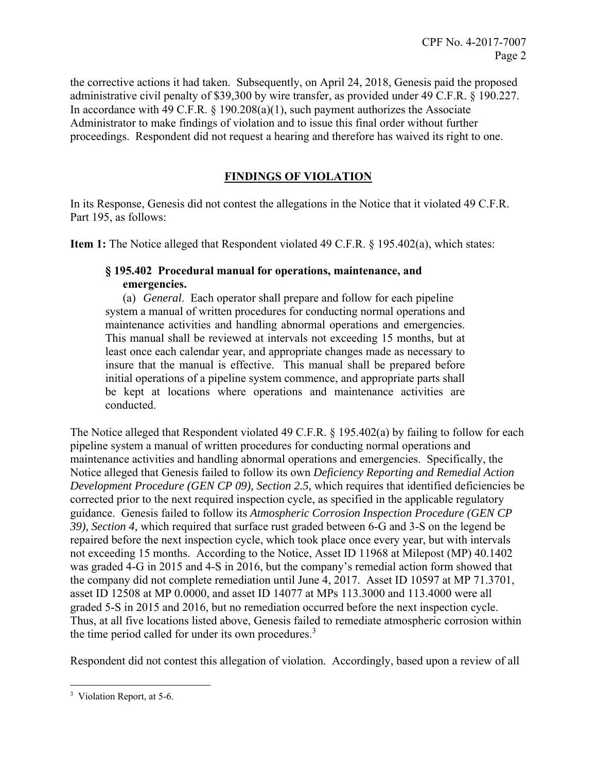the corrective actions it had taken. Subsequently, on April 24, 2018, Genesis paid the proposed administrative civil penalty of $39,300 by wire transfer, as provided under 49 C.F.R. § 190.227. In accordance with 49 C.F.R. § 190.208(a)(1), such payment authorizes the Associate Administrator to make findings of violation and to issue this final order without further proceedings. Respondent did not request a hearing and therefore has waived its right to one.

## FINDINGS OF VIOLATION

In its Response, Genesis did not contest the allegations in the Notice that it violated 49 C.F.R. Part 195, as follows:

**Item 1:** The Notice alleged that Respondent violated 49 C.F.R. § 195.402(a), which states:

> **§ 195.402 Procedural manual for operations, maintenance, and emergencies.**
>
> (a) *General*. Each operator shall prepare and follow for each pipeline system a manual of written procedures for conducting normal operations and maintenance activities and handling abnormal operations and emergencies. This manual shall be reviewed at intervals not exceeding 15 months, but at least once each calendar year, and appropriate changes made as necessary to insure that the manual is effective. This manual shall be prepared before initial operations of a pipeline system commence, and appropriate parts shall be kept at locations where operations and maintenance activities are conducted.

The Notice alleged that Respondent violated 49 C.F.R. § 195.402(a) by failing to follow for each pipeline system a manual of written procedures for conducting normal operations and maintenance activities and handling abnormal operations and emergencies. Specifically, the Notice alleged that Genesis failed to follow its own *Deficiency Reporting and Remedial Action Development Procedure (GEN CP 09), Section 2.5,* which requires that identified deficiencies be corrected prior to the next required inspection cycle, as specified in the applicable regulatory guidance. Genesis failed to follow its *Atmospheric Corrosion Inspection Procedure (GEN CP 39), Section 4,* which required that surface rust graded between 6-G and 3-S on the legend be repaired before the next inspection cycle, which took place once every year, but with intervals not exceeding 15 months. According to the Notice, Asset ID 11968 at Milepost (MP) 40.1402 was graded 4-G in 2015 and 4-S in 2016, but the company's remedial action form showed that the company did not complete remediation until June 4, 2017. Asset ID 10597 at MP 71.3701, asset ID 12508 at MP 0.0000, and asset ID 14077 at MPs 113.3000 and 113.4000 were all graded 5-S in 2015 and 2016, but no remediation occurred before the next inspection cycle. Thus, at all five locations listed above, Genesis failed to remediate atmospheric corrosion within the time period called for under its own procedures.[3]

Respondent did not contest this allegation of violation. Accordingly, based upon a review of all

[3] Violation Report, at 5-6.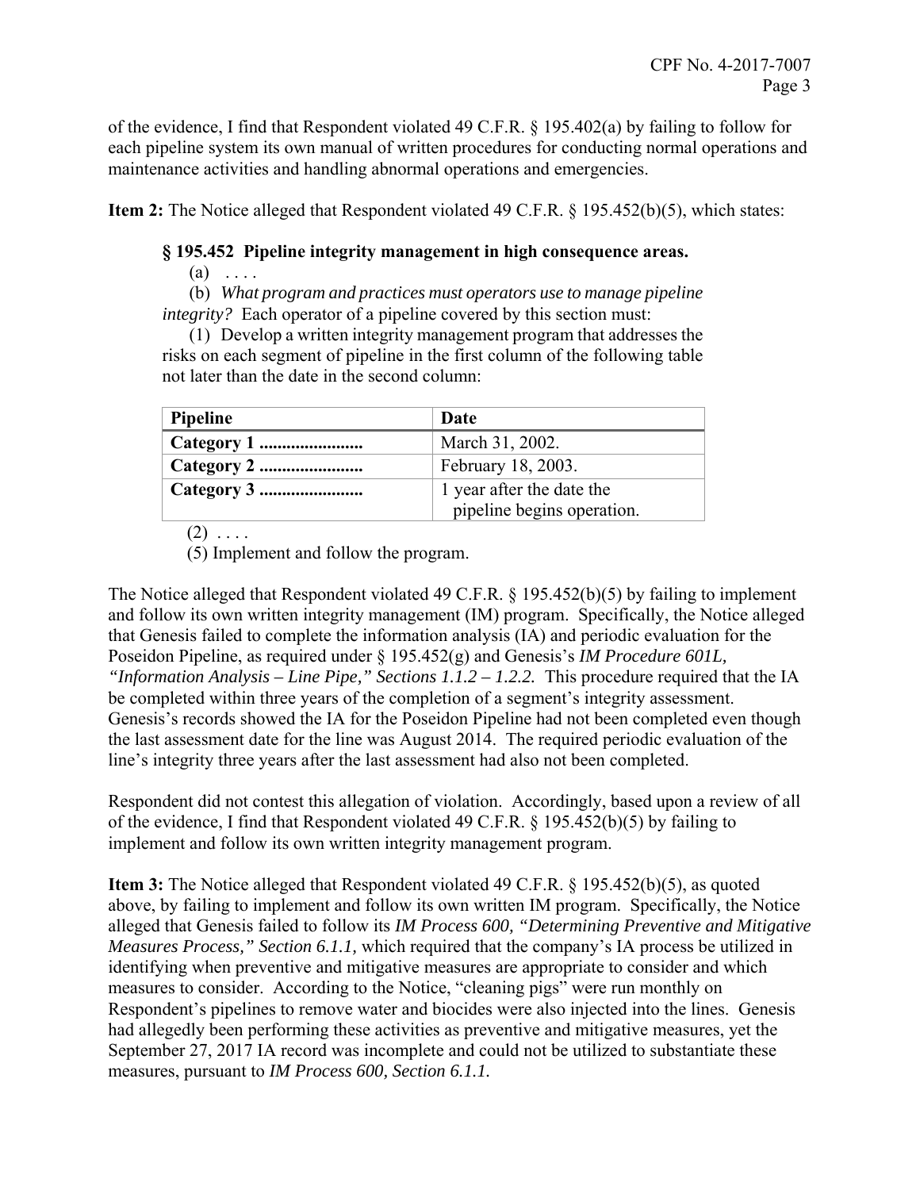of the evidence, I find that Respondent violated 49 C.F.R. § 195.402(a) by failing to follow for each pipeline system its own manual of written procedures for conducting normal operations and maintenance activities and handling abnormal operations and emergencies.

**Item 2:** The Notice alleged that Respondent violated 49 C.F.R. § 195.452(b)(5), which states:

> **§ 195.452 Pipeline integrity management in high consequence areas.**
>
> (a) . . . .
>
> (b) *What program and practices must operators use to manage pipeline integrity?* Each operator of a pipeline covered by this section must:
>
> (1) Develop a written integrity management program that addresses the risks on each segment of pipeline in the first column of the following table not later than the date in the second column:
>
> | Pipeline | Date |
> | --- | --- |
> | **Category 1 .......................** | March 31, 2002. |
> | **Category 2 .......................** | February 18, 2003. |
> | **Category 3 .......................** | 1 year after the date the pipeline begins operation. |
>
> (2) . . . .
>
> (5) Implement and follow the program.

The Notice alleged that Respondent violated 49 C.F.R. § 195.452(b)(5) by failing to implement and follow its own written integrity management (IM) program. Specifically, the Notice alleged that Genesis failed to complete the information analysis (IA) and periodic evaluation for the Poseidon Pipeline, as required under § 195.452(g) and Genesis's *IM Procedure 601L, "Information Analysis – Line Pipe," Sections 1.1.2 – 1.2.2.* This procedure required that the IA be completed within three years of the completion of a segment's integrity assessment. Genesis's records showed the IA for the Poseidon Pipeline had not been completed even though the last assessment date for the line was August 2014. The required periodic evaluation of the line's integrity three years after the last assessment had also not been completed.

Respondent did not contest this allegation of violation. Accordingly, based upon a review of all of the evidence, I find that Respondent violated 49 C.F.R. § 195.452(b)(5) by failing to implement and follow its own written integrity management program.

**Item 3:** The Notice alleged that Respondent violated 49 C.F.R. § 195.452(b)(5), as quoted above, by failing to implement and follow its own written IM program. Specifically, the Notice alleged that Genesis failed to follow its *IM Process 600, "Determining Preventive and Mitigative Measures Process," Section 6.1.1,* which required that the company's IA process be utilized in identifying when preventive and mitigative measures are appropriate to consider and which measures to consider. According to the Notice, "cleaning pigs" were run monthly on Respondent's pipelines to remove water and biocides were also injected into the lines. Genesis had allegedly been performing these activities as preventive and mitigative measures, yet the September 27, 2017 IA record was incomplete and could not be utilized to substantiate these measures, pursuant to *IM Process 600, Section 6.1.1.*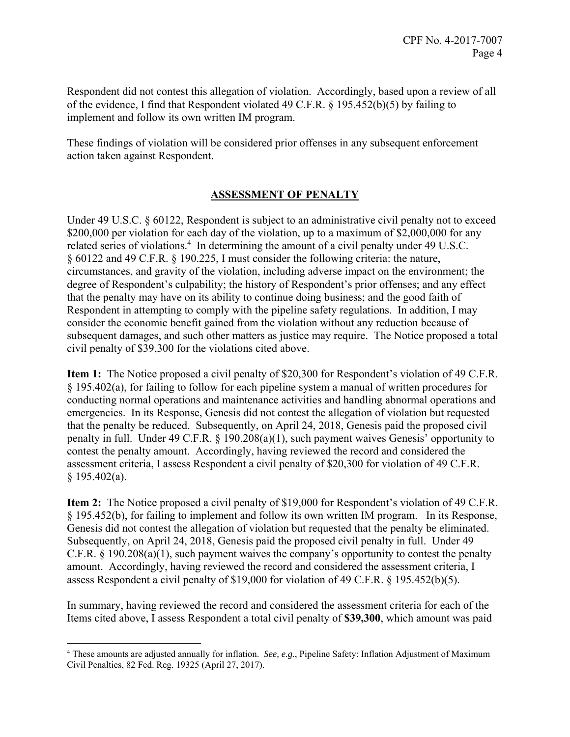Respondent did not contest this allegation of violation. Accordingly, based upon a review of all of the evidence, I find that Respondent violated 49 C.F.R. § 195.452(b)(5) by failing to implement and follow its own written IM program.

These findings of violation will be considered prior offenses in any subsequent enforcement action taken against Respondent.

## ASSESSMENT OF PENALTY

Under 49 U.S.C. § 60122, Respondent is subject to an administrative civil penalty not to exceed $200,000 per violation for each day of the violation, up to a maximum of $2,000,000 for any related series of violations.[4] In determining the amount of a civil penalty under 49 U.S.C. § 60122 and 49 C.F.R. § 190.225, I must consider the following criteria: the nature, circumstances, and gravity of the violation, including adverse impact on the environment; the degree of Respondent's culpability; the history of Respondent's prior offenses; and any effect that the penalty may have on its ability to continue doing business; and the good faith of Respondent in attempting to comply with the pipeline safety regulations. In addition, I may consider the economic benefit gained from the violation without any reduction because of subsequent damages, and such other matters as justice may require. The Notice proposed a total civil penalty of $39,300 for the violations cited above.

**Item 1:** The Notice proposed a civil penalty of $20,300 for Respondent's violation of 49 C.F.R. § 195.402(a), for failing to follow for each pipeline system a manual of written procedures for conducting normal operations and maintenance activities and handling abnormal operations and emergencies. In its Response, Genesis did not contest the allegation of violation but requested that the penalty be reduced. Subsequently, on April 24, 2018, Genesis paid the proposed civil penalty in full. Under 49 C.F.R. § 190.208(a)(1), such payment waives Genesis' opportunity to contest the penalty amount. Accordingly, having reviewed the record and considered the assessment criteria, I assess Respondent a civil penalty of $20,300 for violation of 49 C.F.R. § 195.402(a).

**Item 2:** The Notice proposed a civil penalty of $19,000 for Respondent's violation of 49 C.F.R. § 195.452(b), for failing to implement and follow its own written IM program. In its Response, Genesis did not contest the allegation of violation but requested that the penalty be eliminated. Subsequently, on April 24, 2018, Genesis paid the proposed civil penalty in full. Under 49 C.F.R. § 190.208(a)(1), such payment waives the company's opportunity to contest the penalty amount. Accordingly, having reviewed the record and considered the assessment criteria, I assess Respondent a civil penalty of $19,000 for violation of 49 C.F.R. § 195.452(b)(5).

In summary, having reviewed the record and considered the assessment criteria for each of the Items cited above, I assess Respondent a total civil penalty of **$39,300**, which amount was paid

---

[4] These amounts are adjusted annually for inflation. *See, e.g.*, Pipeline Safety: Inflation Adjustment of Maximum Civil Penalties, 82 Fed. Reg. 19325 (April 27, 2017).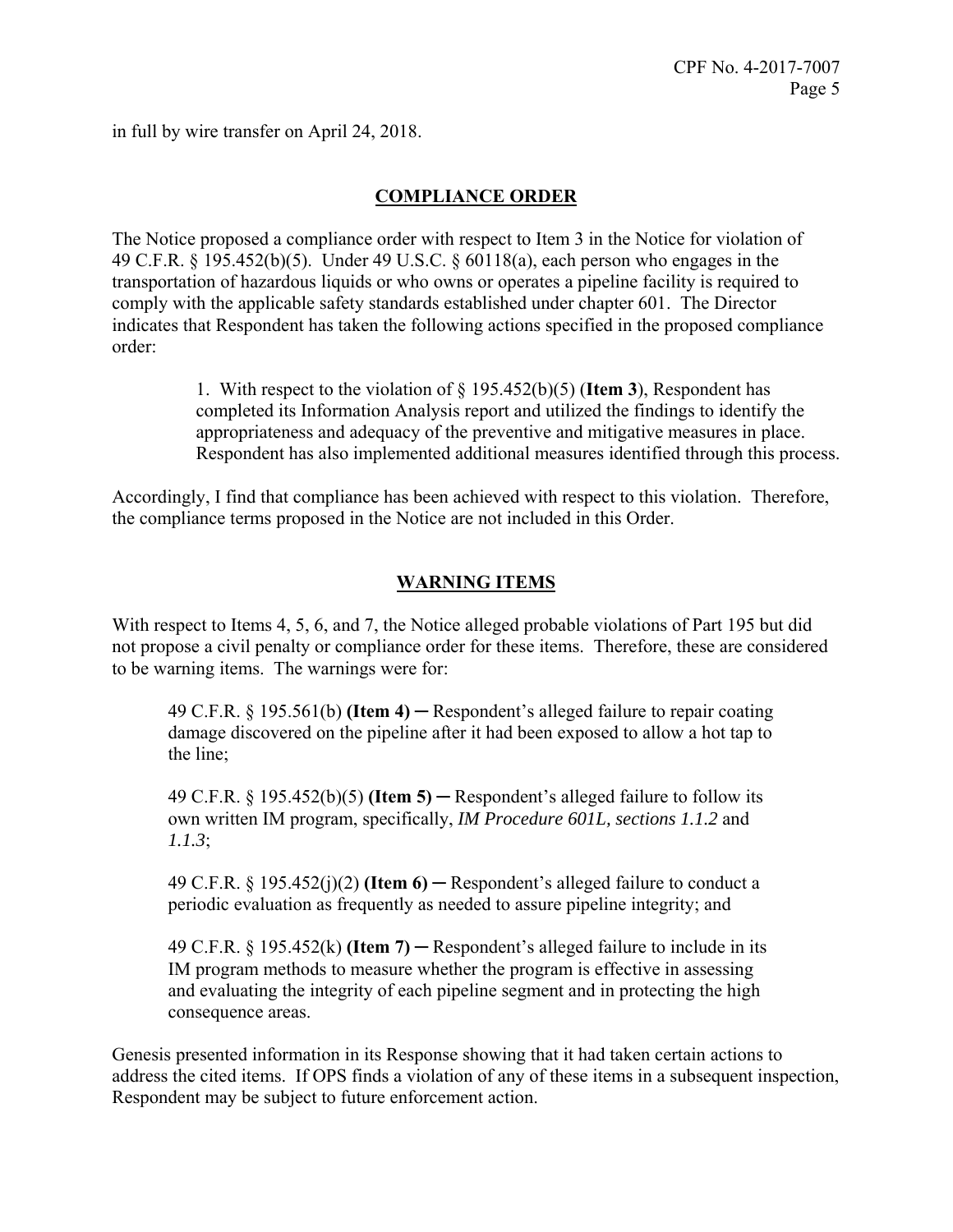in full by wire transfer on April 24, 2018.

## COMPLIANCE ORDER

The Notice proposed a compliance order with respect to Item 3 in the Notice for violation of 49 C.F.R. § 195.452(b)(5). Under 49 U.S.C. § 60118(a), each person who engages in the transportation of hazardous liquids or who owns or operates a pipeline facility is required to comply with the applicable safety standards established under chapter 601. The Director indicates that Respondent has taken the following actions specified in the proposed compliance order:

> 1. With respect to the violation of § 195.452(b)(5) (**Item 3**), Respondent has completed its Information Analysis report and utilized the findings to identify the appropriateness and adequacy of the preventive and mitigative measures in place. Respondent has also implemented additional measures identified through this process.

Accordingly, I find that compliance has been achieved with respect to this violation. Therefore, the compliance terms proposed in the Notice are not included in this Order.

## WARNING ITEMS

With respect to Items 4, 5, 6, and 7, the Notice alleged probable violations of Part 195 but did not propose a civil penalty or compliance order for these items. Therefore, these are considered to be warning items. The warnings were for:

> 49 C.F.R. § 195.561(b) **(Item 4)** ─ Respondent's alleged failure to repair coating damage discovered on the pipeline after it had been exposed to allow a hot tap to the line;
>
> 49 C.F.R. § 195.452(b)(5) **(Item 5)** ─ Respondent's alleged failure to follow its own written IM program, specifically, *IM Procedure 601L, sections 1.1.2* and *1.1.3*;
>
> 49 C.F.R. § 195.452(j)(2) **(Item 6)** ─ Respondent's alleged failure to conduct a periodic evaluation as frequently as needed to assure pipeline integrity; and
>
> 49 C.F.R. § 195.452(k) **(Item 7)** ─ Respondent's alleged failure to include in its IM program methods to measure whether the program is effective in assessing and evaluating the integrity of each pipeline segment and in protecting the high consequence areas.

Genesis presented information in its Response showing that it had taken certain actions to address the cited items. If OPS finds a violation of any of these items in a subsequent inspection, Respondent may be subject to future enforcement action.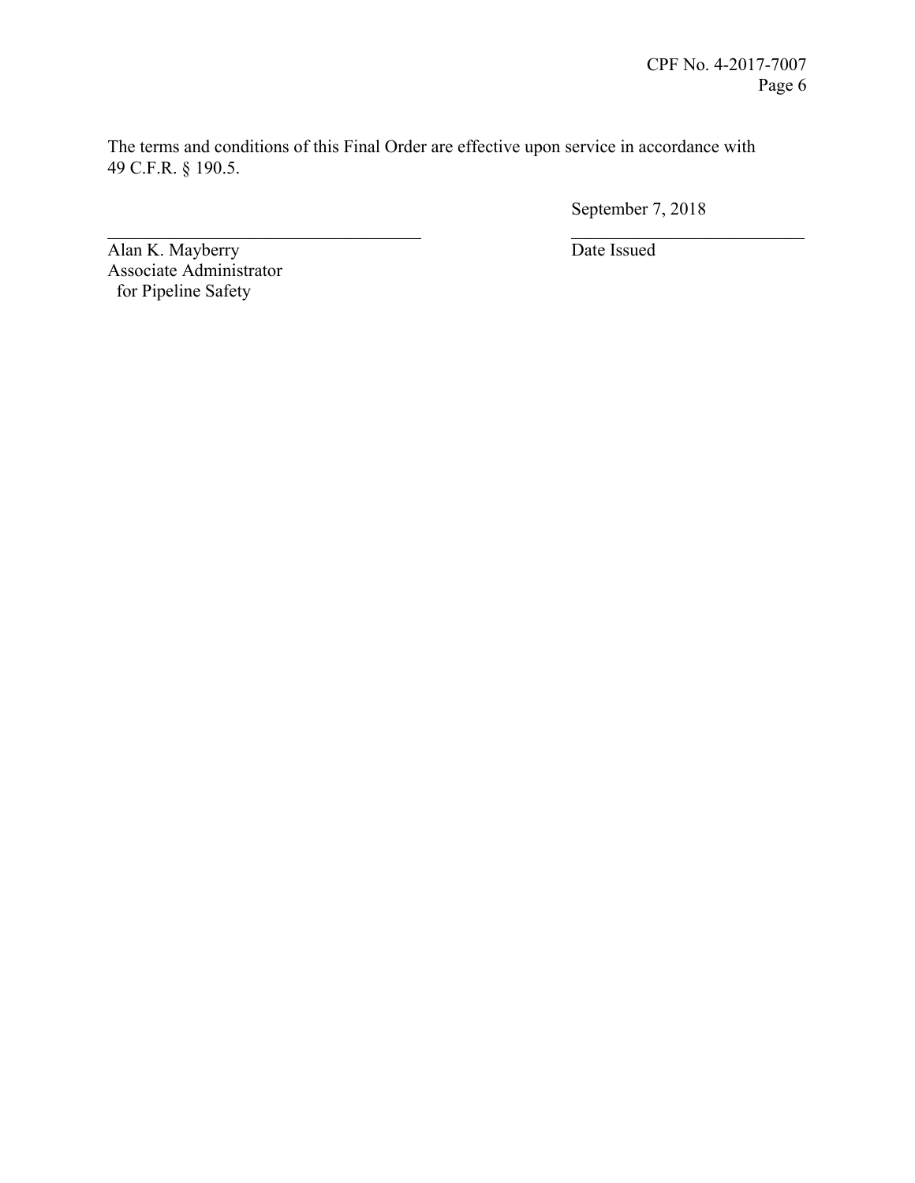The terms and conditions of this Final Order are effective upon service in accordance with 49 C.F.R. § 190.5.

September 7, 2018

\_\_\_\_\_\_\_\_\_\_\_\_\_\_\_\_\_\_\_\_\_\_\_\_\_\_\_\_\_\_\_\_\_\_\_\_\_\_ \_\_\_\_\_\_\_\_\_\_\_\_\_\_\_\_\_\_\_\_\_\_\_\_\_\_\_\_\_\_

Alan K. Mayberry
Associate Administrator
for Pipeline Safety

Date Issued